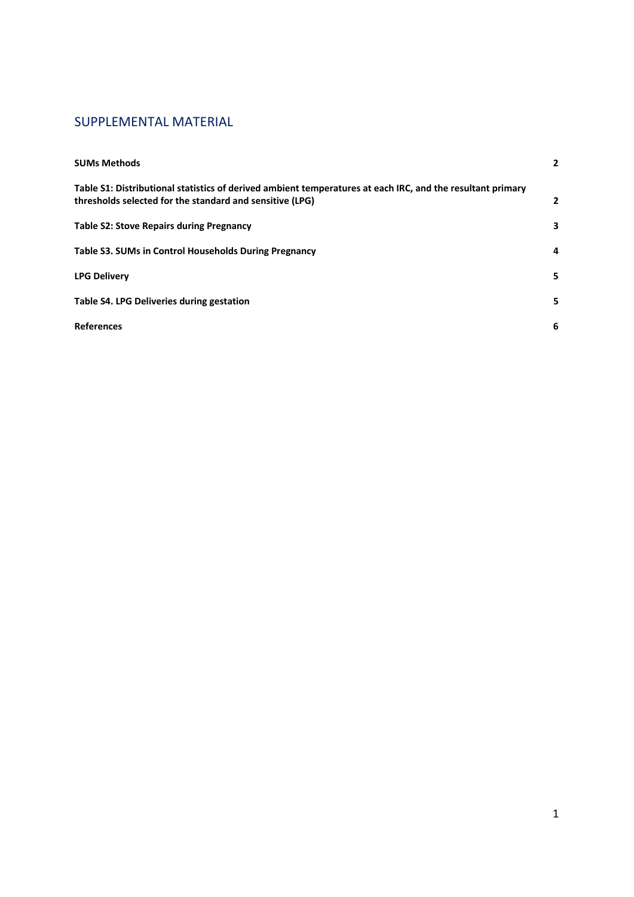## SUPPLEMENTAL MATERIAL

| | |
|---|---|
| **SUMs Methods** | **2** |
| **Table S1: Distributional statistics of derived ambient temperatures at each IRC, and the resultant primary thresholds selected for the standard and sensitive (LPG)** | **2** |
| **Table S2: Stove Repairs during Pregnancy** | **3** |
| **Table S3. SUMs in Control Households During Pregnancy** | **4** |
| **LPG Delivery** | **5** |
| **Table S4. LPG Deliveries during gestation** | **5** |
| **References** | **6** |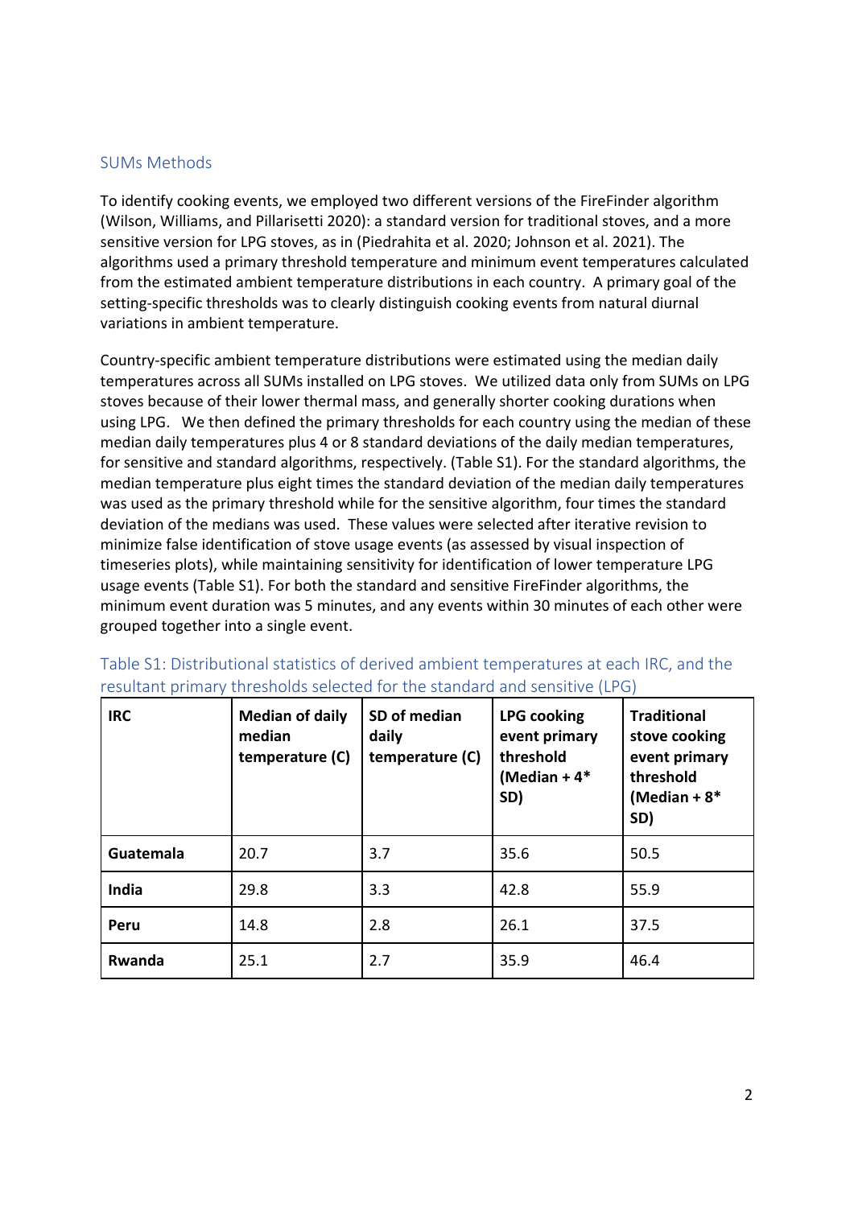## SUMs Methods

To identify cooking events, we employed two different versions of the FireFinder algorithm (Wilson, Williams, and Pillarisetti 2020): a standard version for traditional stoves, and a more sensitive version for LPG stoves, as in (Piedrahita et al. 2020; Johnson et al. 2021). The algorithms used a primary threshold temperature and minimum event temperatures calculated from the estimated ambient temperature distributions in each country. A primary goal of the setting-specific thresholds was to clearly distinguish cooking events from natural diurnal variations in ambient temperature.

Country-specific ambient temperature distributions were estimated using the median daily temperatures across all SUMs installed on LPG stoves. We utilized data only from SUMs on LPG stoves because of their lower thermal mass, and generally shorter cooking durations when using LPG. We then defined the primary thresholds for each country using the median of these median daily temperatures plus 4 or 8 standard deviations of the daily median temperatures, for sensitive and standard algorithms, respectively. (Table S1). For the standard algorithms, the median temperature plus eight times the standard deviation of the median daily temperatures was used as the primary threshold while for the sensitive algorithm, four times the standard deviation of the medians was used. These values were selected after iterative revision to minimize false identification of stove usage events (as assessed by visual inspection of timeseries plots), while maintaining sensitivity for identification of lower temperature LPG usage events (Table S1). For both the standard and sensitive FireFinder algorithms, the minimum event duration was 5 minutes, and any events within 30 minutes of each other were grouped together into a single event.

Table S1: Distributional statistics of derived ambient temperatures at each IRC, and the resultant primary thresholds selected for the standard and sensitive (LPG)

| IRC | Median of daily median temperature (C) | SD of median daily temperature (C) | LPG cooking event primary threshold (Median + 4* SD) | Traditional stove cooking event primary threshold (Median + 8* SD) |
|---|---|---|---|---|
| Guatemala | 20.7 | 3.7 | 35.6 | 50.5 |
| India | 29.8 | 3.3 | 42.8 | 55.9 |
| Peru | 14.8 | 2.8 | 26.1 | 37.5 |
| Rwanda | 25.1 | 2.7 | 35.9 | 46.4 |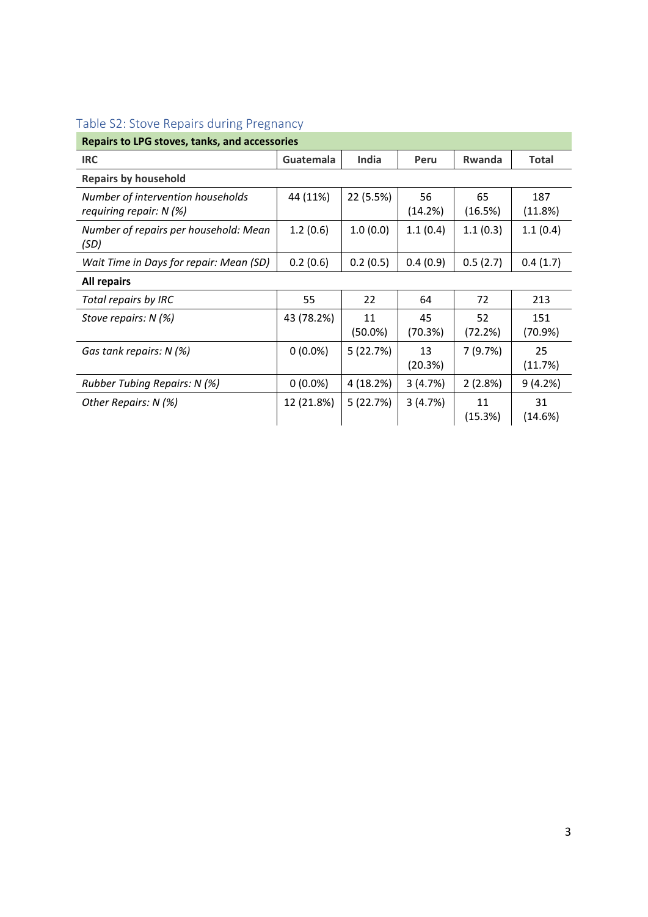## Table S2: Stove Repairs during Pregnancy

| Repairs to LPG stoves, tanks, and accessories | | | | | |
|---|---|---|---|---|---|
| **IRC** | **Guatemala** | **India** | **Peru** | **Rwanda** | **Total** |
| **Repairs by household** | | | | | |
| *Number of intervention households requiring repair: N (%)* | 44 (11%) | 22 (5.5%) | 56 (14.2%) | 65 (16.5%) | 187 (11.8%) |
| *Number of repairs per household: Mean (SD)* | 1.2 (0.6) | 1.0 (0.0) | 1.1 (0.4) | 1.1 (0.3) | 1.1 (0.4) |
| *Wait Time in Days for repair: Mean (SD)* | 0.2 (0.6) | 0.2 (0.5) | 0.4 (0.9) | 0.5 (2.7) | 0.4 (1.7) |
| **All repairs** | | | | | |
| *Total repairs by IRC* | 55 | 22 | 64 | 72 | 213 |
| *Stove repairs: N (%)* | 43 (78.2%) | 11 (50.0%) | 45 (70.3%) | 52 (72.2%) | 151 (70.9%) |
| *Gas tank repairs: N (%)* | 0 (0.0%) | 5 (22.7%) | 13 (20.3%) | 7 (9.7%) | 25 (11.7%) |
| *Rubber Tubing Repairs: N (%)* | 0 (0.0%) | 4 (18.2%) | 3 (4.7%) | 2 (2.8%) | 9 (4.2%) |
| *Other Repairs: N (%)* | 12 (21.8%) | 5 (22.7%) | 3 (4.7%) | 11 (15.3%) | 31 (14.6%) |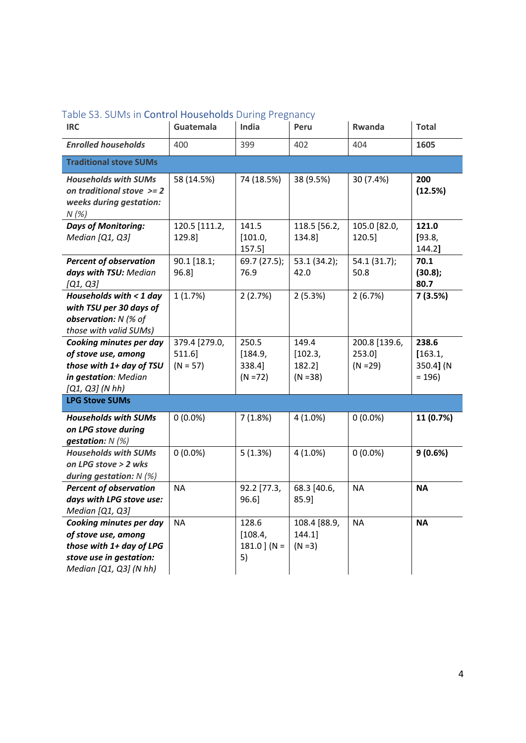Table S3. SUMs in Control Households During Pregnancy

| IRC | Guatemala | India | Peru | Rwanda | Total |
|---|---|---|---|---|---|
| ***Enrolled households*** | 400 | 399 | 402 | 404 | **1605** |
| **Traditional stove SUMs** | | | | | |
| ***Households with SUMs on traditional stove >= 2 weeks during gestation:*** *N (%)* | 58 (14.5%) | 74 (18.5%) | 38 (9.5%) | 30 (7.4%) | **200 (12.5%)** |
| ***Days of Monitoring:*** *Median [Q1, Q3]* | 120.5 [111.2, 129.8] | 141.5 [101.0, 157.5] | 118.5 [56.2, 134.8] | 105.0 [82.0, 120.5] | **121.0 [93.8, 144.2]** |
| ***Percent of observation days with TSU:*** *Median [Q1, Q3]* | 90.1 [18.1; 96.8] | 69.7 (27.5); 76.9 | 53.1 (34.2); 42.0 | 54.1 (31.7); 50.8 | **70.1 (30.8); 80.7** |
| ***Households with < 1 day with TSU per 30 days of observation:*** *N (% of those with valid SUMs)* | 1 (1.7%) | 2 (2.7%) | 2 (5.3%) | 2 (6.7%) | **7 (3.5%)** |
| ***Cooking minutes per day of stove use, among those with 1+ day of TSU in gestation:*** *Median [Q1, Q3] (N hh)* | 379.4 [279.0, 511.6] (N = 57) | 250.5 [184.9, 338.4] (N =72) | 149.4 [102.3, 182.2] (N =38) | 200.8 [139.6, 253.0] (N =29) | **238.6** [163.1, 350.4] (N = 196) |
| **LPG Stove SUMs** | | | | | |
| ***Households with SUMs on LPG stove during gestation:*** *N (%)* | 0 (0.0%) | 7 (1.8%) | 4 (1.0%) | 0 (0.0%) | **11 (0.7%)** |
| ***Households with SUMs on LPG stove > 2 wks during gestation:*** *N (%)* | 0 (0.0%) | 5 (1.3%) | 4 (1.0%) | 0 (0.0%) | **9 (0.6%)** |
| ***Percent of observation days with LPG stove use:*** *Median [Q1, Q3]* | NA | 92.2 [77.3, 96.6] | 68.3 [40.6, 85.9] | NA | **NA** |
| ***Cooking minutes per day of stove use, among those with 1+ day of LPG stove use in gestation:*** *Median [Q1, Q3] (N hh)* | NA | 128.6 [108.4, 181.0 ] (N = 5) | 108.4 [88.9, 144.1] (N =3) | NA | **NA** |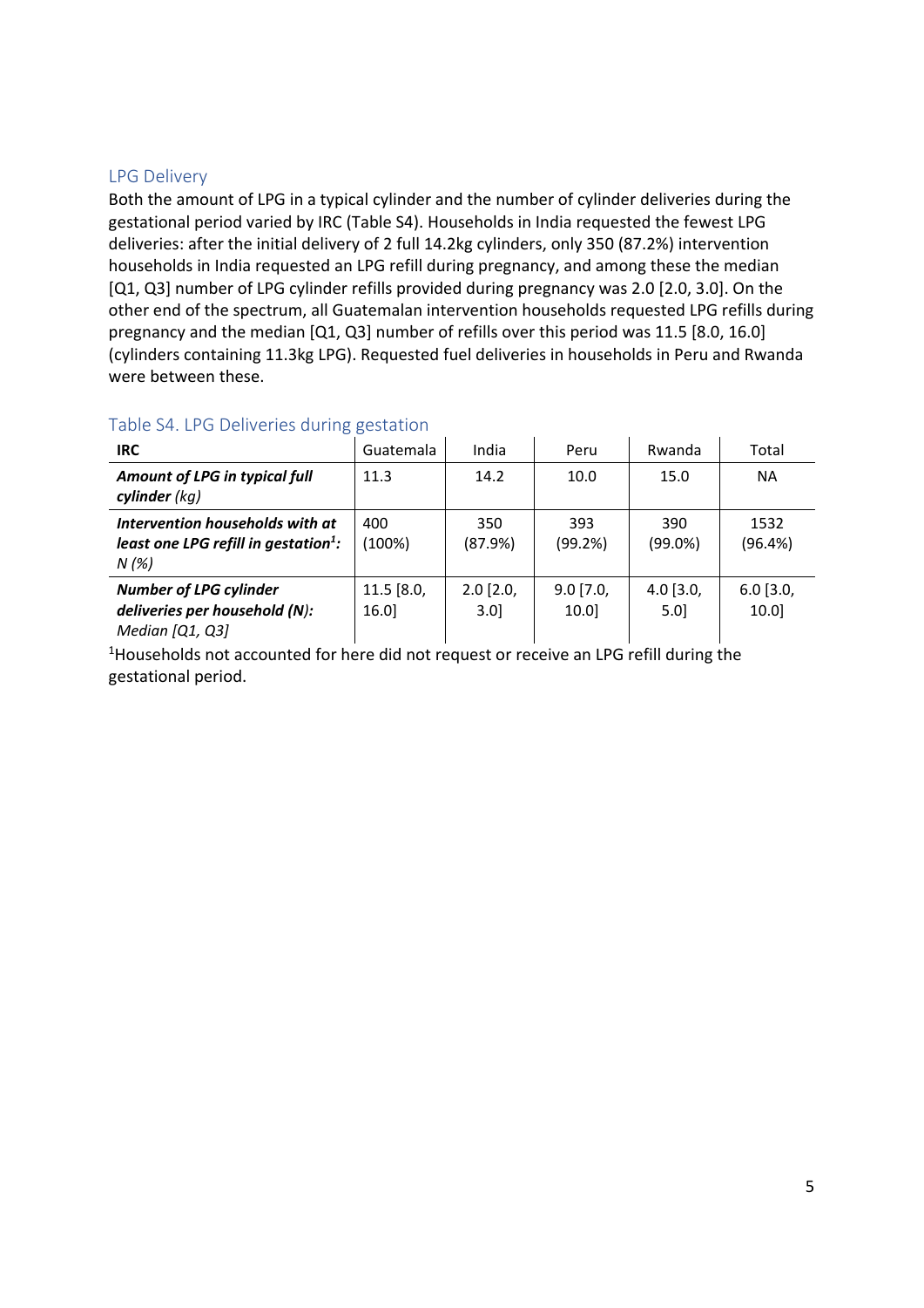## LPG Delivery

Both the amount of LPG in a typical cylinder and the number of cylinder deliveries during the gestational period varied by IRC (Table S4). Households in India requested the fewest LPG deliveries: after the initial delivery of 2 full 14.2kg cylinders, only 350 (87.2%) intervention households in India requested an LPG refill during pregnancy, and among these the median [Q1, Q3] number of LPG cylinder refills provided during pregnancy was 2.0 [2.0, 3.0]. On the other end of the spectrum, all Guatemalan intervention households requested LPG refills during pregnancy and the median [Q1, Q3] number of refills over this period was 11.5 [8.0, 16.0] (cylinders containing 11.3kg LPG). Requested fuel deliveries in households in Peru and Rwanda were between these.

### Table S4. LPG Deliveries during gestation

| **IRC** | Guatemala | India | Peru | Rwanda | Total |
|---|---|---|---|---|---|
| ***Amount of LPG in typical full cylinder*** *(kg)* | 11.3 | 14.2 | 10.0 | 15.0 | NA |
| ***Intervention households with at least one LPG refill in gestation[1]:*** *N (%)* | 400 (100%) | 350 (87.9%) | 393 (99.2%) | 390 (99.0%) | 1532 (96.4%) |
| ***Number of LPG cylinder deliveries per household (N):*** *Median [Q1, Q3]* | 11.5 [8.0, 16.0] | 2.0 [2.0, 3.0] | 9.0 [7.0, 10.0] | 4.0 [3.0, 5.0] | 6.0 [3.0, 10.0] |

[1]Households not accounted for here did not request or receive an LPG refill during the gestational period.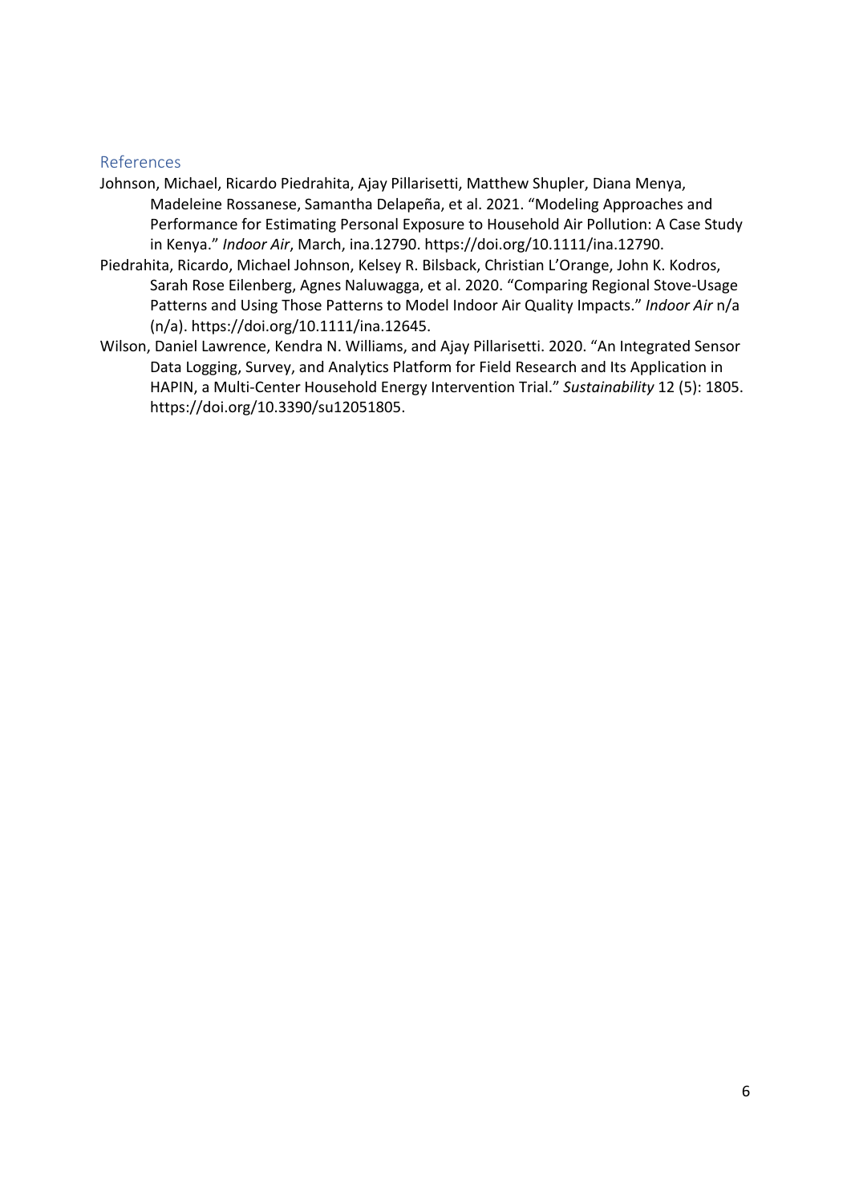## References

Johnson, Michael, Ricardo Piedrahita, Ajay Pillarisetti, Matthew Shupler, Diana Menya, Madeleine Rossanese, Samantha Delapeña, et al. 2021. "Modeling Approaches and Performance for Estimating Personal Exposure to Household Air Pollution: A Case Study in Kenya." *Indoor Air*, March, ina.12790. https://doi.org/10.1111/ina.12790.

Piedrahita, Ricardo, Michael Johnson, Kelsey R. Bilsback, Christian L'Orange, John K. Kodros, Sarah Rose Eilenberg, Agnes Naluwagga, et al. 2020. "Comparing Regional Stove-Usage Patterns and Using Those Patterns to Model Indoor Air Quality Impacts." *Indoor Air* n/a (n/a). https://doi.org/10.1111/ina.12645.

Wilson, Daniel Lawrence, Kendra N. Williams, and Ajay Pillarisetti. 2020. "An Integrated Sensor Data Logging, Survey, and Analytics Platform for Field Research and Its Application in HAPIN, a Multi-Center Household Energy Intervention Trial." *Sustainability* 12 (5): 1805. https://doi.org/10.3390/su12051805.